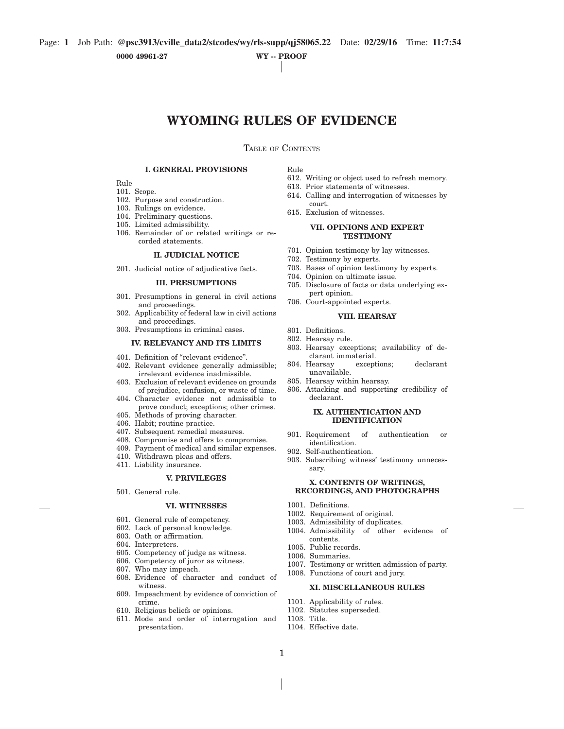# WYOMING RULES OF EVIDENCE

TABLE OF CONTENTS

### I. GENERAL PROVISIONS

Rule
101. Scope.
102. Purpose and construction.
103. Rulings on evidence.
104. Preliminary questions.
105. Limited admissibility.
106. Remainder of or related writings or recorded statements.

### II. JUDICIAL NOTICE

201. Judicial notice of adjudicative facts.

### III. PRESUMPTIONS

301. Presumptions in general in civil actions and proceedings.
302. Applicability of federal law in civil actions and proceedings.
303. Presumptions in criminal cases.

### IV. RELEVANCY AND ITS LIMITS

401. Definition of "relevant evidence".
402. Relevant evidence generally admissible; irrelevant evidence inadmissible.
403. Exclusion of relevant evidence on grounds of prejudice, confusion, or waste of time.
404. Character evidence not admissible to prove conduct; exceptions; other crimes.
405. Methods of proving character.
406. Habit; routine practice.
407. Subsequent remedial measures.
408. Compromise and offers to compromise.
409. Payment of medical and similar expenses.
410. Withdrawn pleas and offers.
411. Liability insurance.

### V. PRIVILEGES

501. General rule.

### VI. WITNESSES

601. General rule of competency.
602. Lack of personal knowledge.
603. Oath or affirmation.
604. Interpreters.
605. Competency of judge as witness.
606. Competency of juror as witness.
607. Who may impeach.
608. Evidence of character and conduct of witness.
609. Impeachment by evidence of conviction of crime.
610. Religious beliefs or opinions.
611. Mode and order of interrogation and presentation.

Rule
612. Writing or object used to refresh memory.
613. Prior statements of witnesses.
614. Calling and interrogation of witnesses by court.
615. Exclusion of witnesses.

### VII. OPINIONS AND EXPERT TESTIMONY

701. Opinion testimony by lay witnesses.
702. Testimony by experts.
703. Bases of opinion testimony by experts.
704. Opinion on ultimate issue.
705. Disclosure of facts or data underlying expert opinion.
706. Court-appointed experts.

### VIII. HEARSAY

801. Definitions.
802. Hearsay rule.
803. Hearsay exceptions; availability of declarant immaterial.
804. Hearsay exceptions; declarant unavailable.
805. Hearsay within hearsay.
806. Attacking and supporting credibility of declarant.

### IX. AUTHENTICATION AND IDENTIFICATION

901. Requirement of authentication or identification.
902. Self-authentication.
903. Subscribing witness' testimony unnecessary.

### X. CONTENTS OF WRITINGS, RECORDINGS, AND PHOTOGRAPHS

1001. Definitions.
1002. Requirement of original.
1003. Admissibility of duplicates.
1004. Admissibility of other evidence of contents.
1005. Public records.
1006. Summaries.
1007. Testimony or written admission of party.
1008. Functions of court and jury.

### XI. MISCELLANEOUS RULES

1101. Applicability of rules.
1102. Statutes superseded.
1103. Title.
1104. Effective date.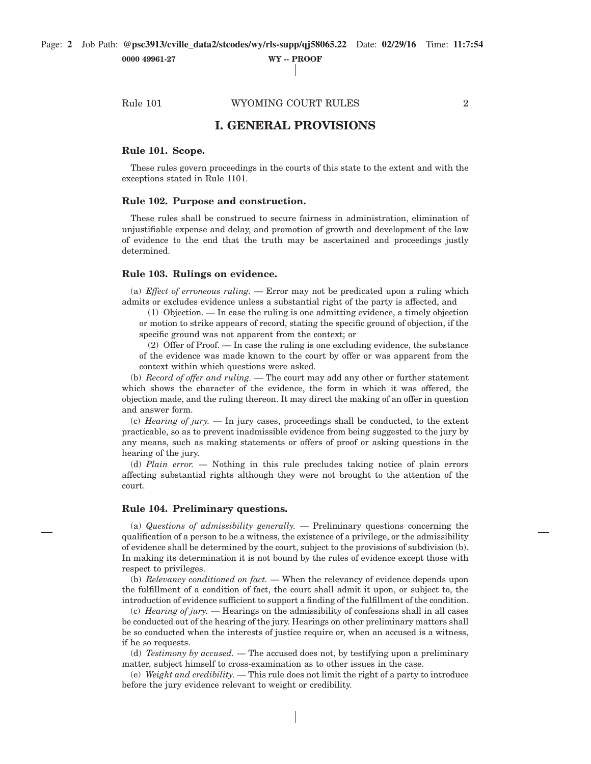# I. GENERAL PROVISIONS

### Rule 101. Scope.

These rules govern proceedings in the courts of this state to the extent and with the exceptions stated in Rule 1101.

### Rule 102. Purpose and construction.

These rules shall be construed to secure fairness in administration, elimination of unjustifiable expense and delay, and promotion of growth and development of the law of evidence to the end that the truth may be ascertained and proceedings justly determined.

### Rule 103. Rulings on evidence.

(a) *Effect of erroneous ruling.* — Error may not be predicated upon a ruling which admits or excludes evidence unless a substantial right of the party is affected, and

(1) Objection. — In case the ruling is one admitting evidence, a timely objection or motion to strike appears of record, stating the specific ground of objection, if the specific ground was not apparent from the context; or

(2) Offer of Proof. — In case the ruling is one excluding evidence, the substance of the evidence was made known to the court by offer or was apparent from the context within which questions were asked.

(b) *Record of offer and ruling.* — The court may add any other or further statement which shows the character of the evidence, the form in which it was offered, the objection made, and the ruling thereon. It may direct the making of an offer in question and answer form.

(c) *Hearing of jury.* — In jury cases, proceedings shall be conducted, to the extent practicable, so as to prevent inadmissible evidence from being suggested to the jury by any means, such as making statements or offers of proof or asking questions in the hearing of the jury.

(d) *Plain error.* — Nothing in this rule precludes taking notice of plain errors affecting substantial rights although they were not brought to the attention of the court.

### Rule 104. Preliminary questions.

(a) *Questions of admissibility generally.* — Preliminary questions concerning the qualification of a person to be a witness, the existence of a privilege, or the admissibility of evidence shall be determined by the court, subject to the provisions of subdivision (b). In making its determination it is not bound by the rules of evidence except those with respect to privileges.

(b) *Relevancy conditioned on fact.* — When the relevancy of evidence depends upon the fulfillment of a condition of fact, the court shall admit it upon, or subject to, the introduction of evidence sufficient to support a finding of the fulfillment of the condition.

(c) *Hearing of jury.* — Hearings on the admissibility of confessions shall in all cases be conducted out of the hearing of the jury. Hearings on other preliminary matters shall be so conducted when the interests of justice require or, when an accused is a witness, if he so requests.

(d) *Testimony by accused.* — The accused does not, by testifying upon a preliminary matter, subject himself to cross-examination as to other issues in the case.

(e) *Weight and credibility.* — This rule does not limit the right of a party to introduce before the jury evidence relevant to weight or credibility.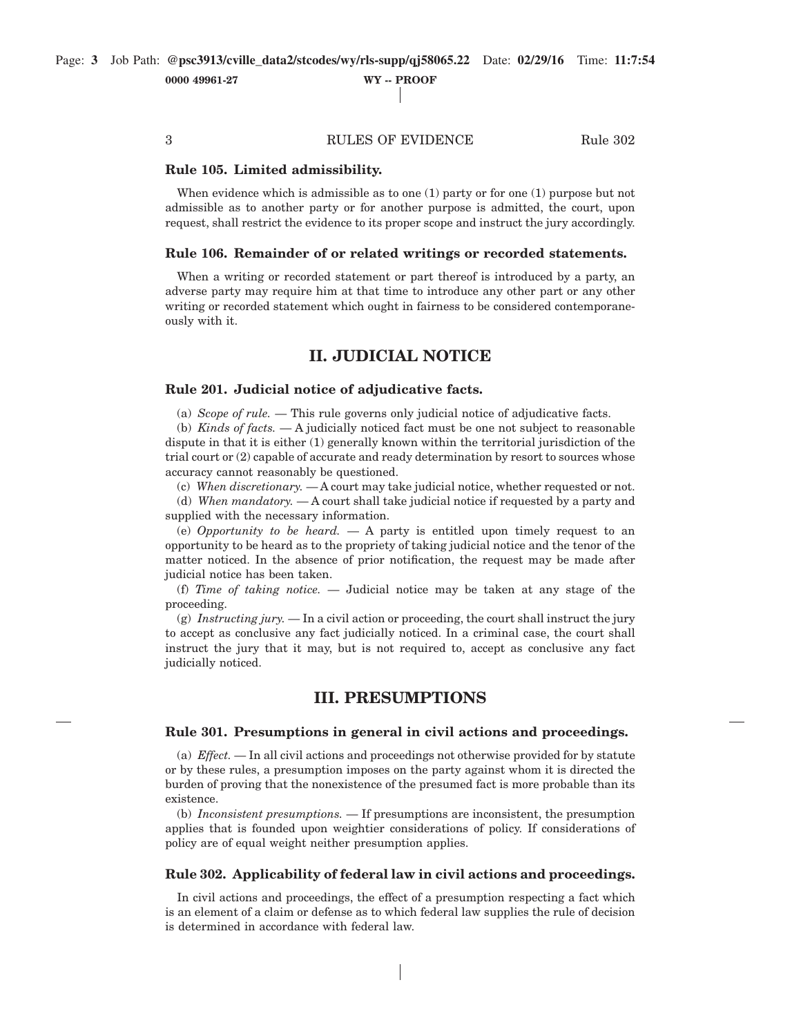### Rule 105. Limited admissibility.

When evidence which is admissible as to one (1) party or for one (1) purpose but not admissible as to another party or for another purpose is admitted, the court, upon request, shall restrict the evidence to its proper scope and instruct the jury accordingly.

### Rule 106. Remainder of or related writings or recorded statements.

When a writing or recorded statement or part thereof is introduced by a party, an adverse party may require him at that time to introduce any other part or any other writing or recorded statement which ought in fairness to be considered contemporaneously with it.

## II. JUDICIAL NOTICE

### Rule 201. Judicial notice of adjudicative facts.

(a) *Scope of rule.* — This rule governs only judicial notice of adjudicative facts.

(b) *Kinds of facts.* — A judicially noticed fact must be one not subject to reasonable dispute in that it is either (1) generally known within the territorial jurisdiction of the trial court or (2) capable of accurate and ready determination by resort to sources whose accuracy cannot reasonably be questioned.

(c) *When discretionary.* — A court may take judicial notice, whether requested or not.

(d) *When mandatory.* — A court shall take judicial notice if requested by a party and supplied with the necessary information.

(e) *Opportunity to be heard.* — A party is entitled upon timely request to an opportunity to be heard as to the propriety of taking judicial notice and the tenor of the matter noticed. In the absence of prior notification, the request may be made after judicial notice has been taken.

(f) *Time of taking notice.* — Judicial notice may be taken at any stage of the proceeding.

(g) *Instructing jury.* — In a civil action or proceeding, the court shall instruct the jury to accept as conclusive any fact judicially noticed. In a criminal case, the court shall instruct the jury that it may, but is not required to, accept as conclusive any fact judicially noticed.

## III. PRESUMPTIONS

### Rule 301. Presumptions in general in civil actions and proceedings.

(a) *Effect.* — In all civil actions and proceedings not otherwise provided for by statute or by these rules, a presumption imposes on the party against whom it is directed the burden of proving that the nonexistence of the presumed fact is more probable than its existence.

(b) *Inconsistent presumptions.* — If presumptions are inconsistent, the presumption applies that is founded upon weightier considerations of policy. If considerations of policy are of equal weight neither presumption applies.

### Rule 302. Applicability of federal law in civil actions and proceedings.

In civil actions and proceedings, the effect of a presumption respecting a fact which is an element of a claim or defense as to which federal law supplies the rule of decision is determined in accordance with federal law.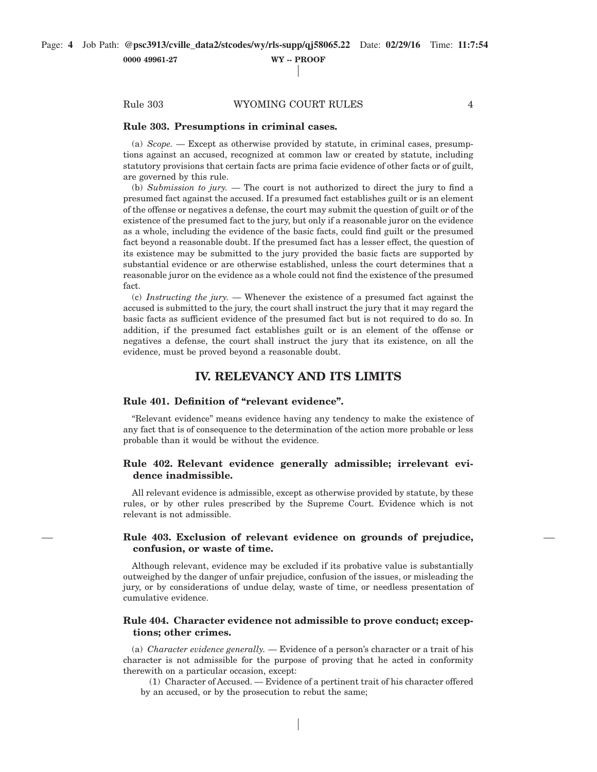### Rule 303. Presumptions in criminal cases.

(a) *Scope.* — Except as otherwise provided by statute, in criminal cases, presumptions against an accused, recognized at common law or created by statute, including statutory provisions that certain facts are prima facie evidence of other facts or of guilt, are governed by this rule.

(b) *Submission to jury.* — The court is not authorized to direct the jury to find a presumed fact against the accused. If a presumed fact establishes guilt or is an element of the offense or negatives a defense, the court may submit the question of guilt or of the existence of the presumed fact to the jury, but only if a reasonable juror on the evidence as a whole, including the evidence of the basic facts, could find guilt or the presumed fact beyond a reasonable doubt. If the presumed fact has a lesser effect, the question of its existence may be submitted to the jury provided the basic facts are supported by substantial evidence or are otherwise established, unless the court determines that a reasonable juror on the evidence as a whole could not find the existence of the presumed fact.

(c) *Instructing the jury.* — Whenever the existence of a presumed fact against the accused is submitted to the jury, the court shall instruct the jury that it may regard the basic facts as sufficient evidence of the presumed fact but is not required to do so. In addition, if the presumed fact establishes guilt or is an element of the offense or negatives a defense, the court shall instruct the jury that its existence, on all the evidence, must be proved beyond a reasonable doubt.

## IV. RELEVANCY AND ITS LIMITS

### Rule 401. Definition of "relevant evidence".

"Relevant evidence" means evidence having any tendency to make the existence of any fact that is of consequence to the determination of the action more probable or less probable than it would be without the evidence.

### Rule 402. Relevant evidence generally admissible; irrelevant evidence inadmissible.

All relevant evidence is admissible, except as otherwise provided by statute, by these rules, or by other rules prescribed by the Supreme Court. Evidence which is not relevant is not admissible.

### Rule 403. Exclusion of relevant evidence on grounds of prejudice, confusion, or waste of time.

Although relevant, evidence may be excluded if its probative value is substantially outweighed by the danger of unfair prejudice, confusion of the issues, or misleading the jury, or by considerations of undue delay, waste of time, or needless presentation of cumulative evidence.

### Rule 404. Character evidence not admissible to prove conduct; exceptions; other crimes.

(a) *Character evidence generally.* — Evidence of a person's character or a trait of his character is not admissible for the purpose of proving that he acted in conformity therewith on a particular occasion, except:

(1) Character of Accused. — Evidence of a pertinent trait of his character offered by an accused, or by the prosecution to rebut the same;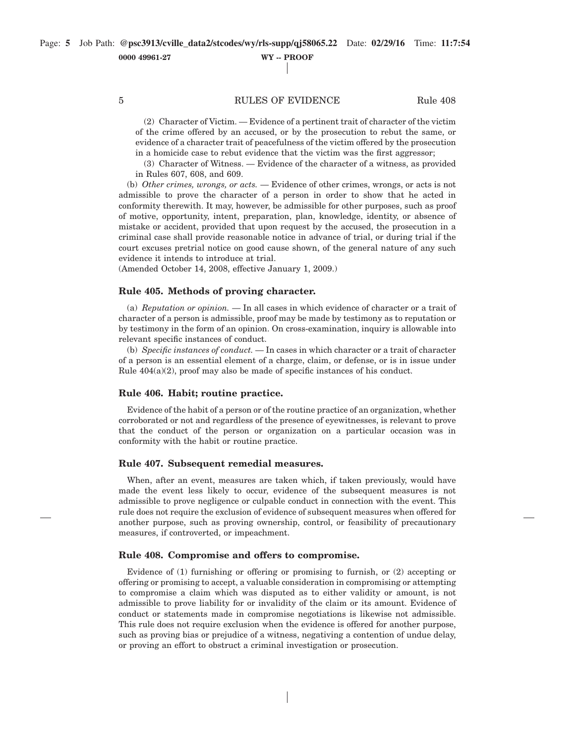(2) Character of Victim. — Evidence of a pertinent trait of character of the victim of the crime offered by an accused, or by the prosecution to rebut the same, or evidence of a character trait of peacefulness of the victim offered by the prosecution in a homicide case to rebut evidence that the victim was the first aggressor;

(3) Character of Witness. — Evidence of the character of a witness, as provided in Rules 607, 608, and 609.

(b) *Other crimes, wrongs, or acts.* — Evidence of other crimes, wrongs, or acts is not admissible to prove the character of a person in order to show that he acted in conformity therewith. It may, however, be admissible for other purposes, such as proof of motive, opportunity, intent, preparation, plan, knowledge, identity, or absence of mistake or accident, provided that upon request by the accused, the prosecution in a criminal case shall provide reasonable notice in advance of trial, or during trial if the court excuses pretrial notice on good cause shown, of the general nature of any such evidence it intends to introduce at trial.

(Amended October 14, 2008, effective January 1, 2009.)

### Rule 405. Methods of proving character.

(a) *Reputation or opinion.* — In all cases in which evidence of character or a trait of character of a person is admissible, proof may be made by testimony as to reputation or by testimony in the form of an opinion. On cross-examination, inquiry is allowable into relevant specific instances of conduct.

(b) *Specific instances of conduct.* — In cases in which character or a trait of character of a person is an essential element of a charge, claim, or defense, or is in issue under Rule 404(a)(2), proof may also be made of specific instances of his conduct.

### Rule 406. Habit; routine practice.

Evidence of the habit of a person or of the routine practice of an organization, whether corroborated or not and regardless of the presence of eyewitnesses, is relevant to prove that the conduct of the person or organization on a particular occasion was in conformity with the habit or routine practice.

### Rule 407. Subsequent remedial measures.

When, after an event, measures are taken which, if taken previously, would have made the event less likely to occur, evidence of the subsequent measures is not admissible to prove negligence or culpable conduct in connection with the event. This rule does not require the exclusion of evidence of subsequent measures when offered for another purpose, such as proving ownership, control, or feasibility of precautionary measures, if controverted, or impeachment.

### Rule 408. Compromise and offers to compromise.

Evidence of (1) furnishing or offering or promising to furnish, or (2) accepting or offering or promising to accept, a valuable consideration in compromising or attempting to compromise a claim which was disputed as to either validity or amount, is not admissible to prove liability for or invalidity of the claim or its amount. Evidence of conduct or statements made in compromise negotiations is likewise not admissible. This rule does not require exclusion when the evidence is offered for another purpose, such as proving bias or prejudice of a witness, negativing a contention of undue delay, or proving an effort to obstruct a criminal investigation or prosecution.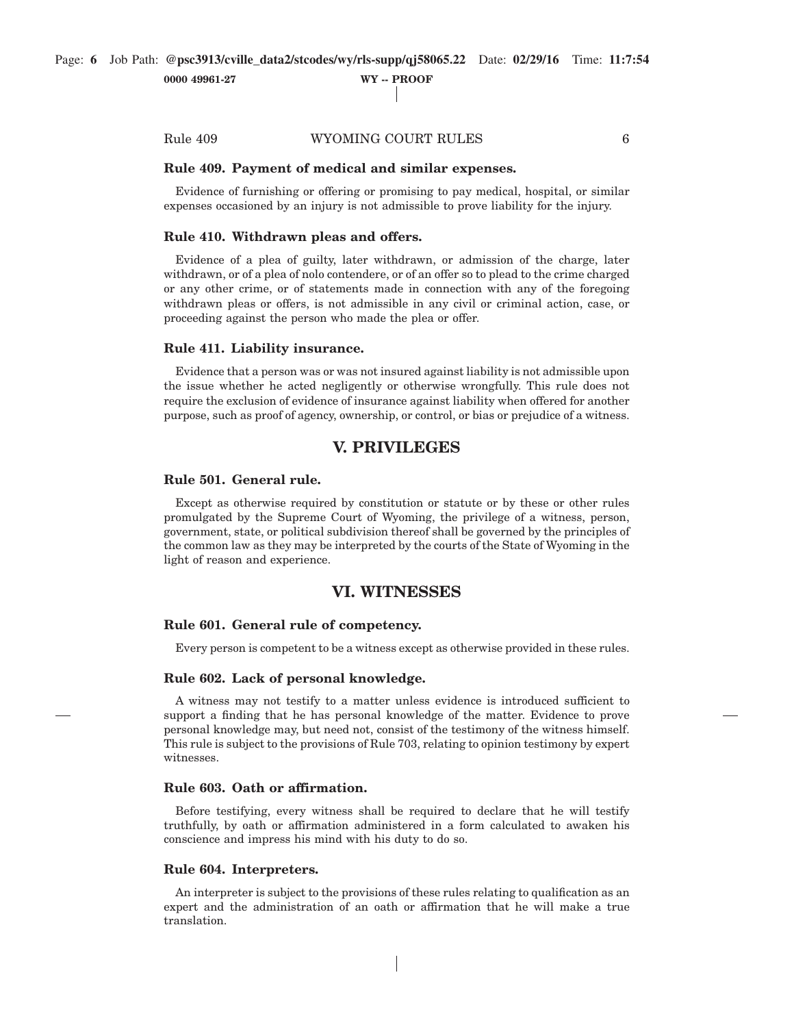#### Rule 409. Payment of medical and similar expenses.

Evidence of furnishing or offering or promising to pay medical, hospital, or similar expenses occasioned by an injury is not admissible to prove liability for the injury.

#### Rule 410. Withdrawn pleas and offers.

Evidence of a plea of guilty, later withdrawn, or admission of the charge, later withdrawn, or of a plea of nolo contendere, or of an offer so to plead to the crime charged or any other crime, or of statements made in connection with any of the foregoing withdrawn pleas or offers, is not admissible in any civil or criminal action, case, or proceeding against the person who made the plea or offer.

#### Rule 411. Liability insurance.

Evidence that a person was or was not insured against liability is not admissible upon the issue whether he acted negligently or otherwise wrongfully. This rule does not require the exclusion of evidence of insurance against liability when offered for another purpose, such as proof of agency, ownership, or control, or bias or prejudice of a witness.

## V. PRIVILEGES

#### Rule 501. General rule.

Except as otherwise required by constitution or statute or by these or other rules promulgated by the Supreme Court of Wyoming, the privilege of a witness, person, government, state, or political subdivision thereof shall be governed by the principles of the common law as they may be interpreted by the courts of the State of Wyoming in the light of reason and experience.

## VI. WITNESSES

#### Rule 601. General rule of competency.

Every person is competent to be a witness except as otherwise provided in these rules.

#### Rule 602. Lack of personal knowledge.

A witness may not testify to a matter unless evidence is introduced sufficient to support a finding that he has personal knowledge of the matter. Evidence to prove personal knowledge may, but need not, consist of the testimony of the witness himself. This rule is subject to the provisions of Rule 703, relating to opinion testimony by expert witnesses.

#### Rule 603. Oath or affirmation.

Before testifying, every witness shall be required to declare that he will testify truthfully, by oath or affirmation administered in a form calculated to awaken his conscience and impress his mind with his duty to do so.

#### Rule 604. Interpreters.

An interpreter is subject to the provisions of these rules relating to qualification as an expert and the administration of an oath or affirmation that he will make a true translation.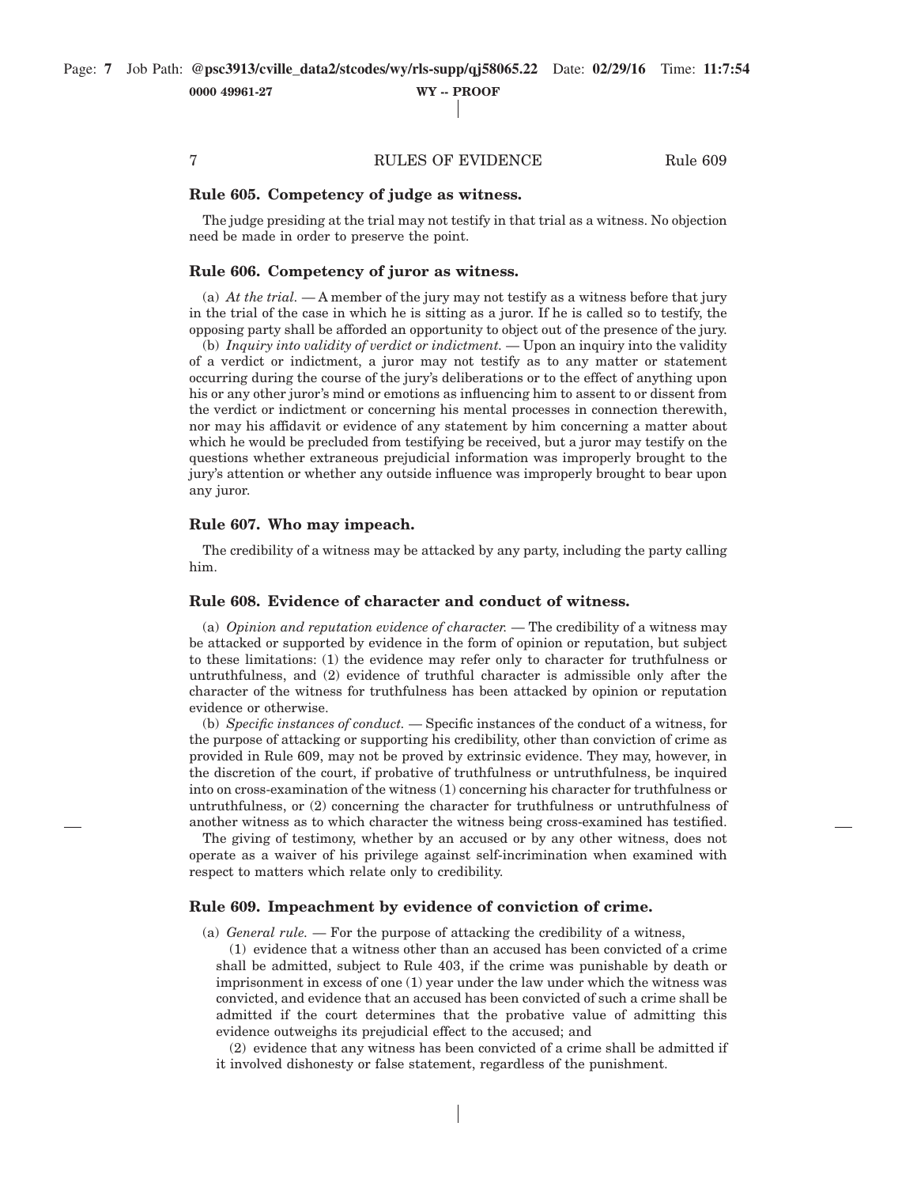### Rule 605. Competency of judge as witness.

The judge presiding at the trial may not testify in that trial as a witness. No objection need be made in order to preserve the point.

### Rule 606. Competency of juror as witness.

(a) *At the trial.* — A member of the jury may not testify as a witness before that jury in the trial of the case in which he is sitting as a juror. If he is called so to testify, the opposing party shall be afforded an opportunity to object out of the presence of the jury.

(b) *Inquiry into validity of verdict or indictment.* — Upon an inquiry into the validity of a verdict or indictment, a juror may not testify as to any matter or statement occurring during the course of the jury's deliberations or to the effect of anything upon his or any other juror's mind or emotions as influencing him to assent to or dissent from the verdict or indictment or concerning his mental processes in connection therewith, nor may his affidavit or evidence of any statement by him concerning a matter about which he would be precluded from testifying be received, but a juror may testify on the questions whether extraneous prejudicial information was improperly brought to the jury's attention or whether any outside influence was improperly brought to bear upon any juror.

### Rule 607. Who may impeach.

The credibility of a witness may be attacked by any party, including the party calling him.

### Rule 608. Evidence of character and conduct of witness.

(a) *Opinion and reputation evidence of character.* — The credibility of a witness may be attacked or supported by evidence in the form of opinion or reputation, but subject to these limitations: (1) the evidence may refer only to character for truthfulness or untruthfulness, and (2) evidence of truthful character is admissible only after the character of the witness for truthfulness has been attacked by opinion or reputation evidence or otherwise.

(b) *Specific instances of conduct.* — Specific instances of the conduct of a witness, for the purpose of attacking or supporting his credibility, other than conviction of crime as provided in Rule 609, may not be proved by extrinsic evidence. They may, however, in the discretion of the court, if probative of truthfulness or untruthfulness, be inquired into on cross-examination of the witness (1) concerning his character for truthfulness or untruthfulness, or (2) concerning the character for truthfulness or untruthfulness of another witness as to which character the witness being cross-examined has testified.

The giving of testimony, whether by an accused or by any other witness, does not operate as a waiver of his privilege against self-incrimination when examined with respect to matters which relate only to credibility.

### Rule 609. Impeachment by evidence of conviction of crime.

(a) *General rule.* — For the purpose of attacking the credibility of a witness,

(1) evidence that a witness other than an accused has been convicted of a crime shall be admitted, subject to Rule 403, if the crime was punishable by death or imprisonment in excess of one (1) year under the law under which the witness was convicted, and evidence that an accused has been convicted of such a crime shall be admitted if the court determines that the probative value of admitting this evidence outweighs its prejudicial effect to the accused; and

(2) evidence that any witness has been convicted of a crime shall be admitted if it involved dishonesty or false statement, regardless of the punishment.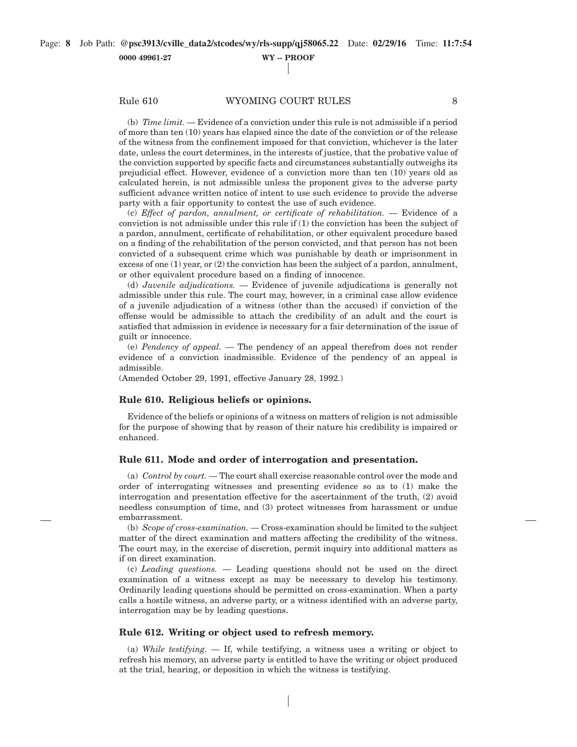(b) *Time limit.* — Evidence of a conviction under this rule is not admissible if a period of more than ten (10) years has elapsed since the date of the conviction or of the release of the witness from the confinement imposed for that conviction, whichever is the later date, unless the court determines, in the interests of justice, that the probative value of the conviction supported by specific facts and circumstances substantially outweighs its prejudicial effect. However, evidence of a conviction more than ten (10) years old as calculated herein, is not admissible unless the proponent gives to the adverse party sufficient advance written notice of intent to use such evidence to provide the adverse party with a fair opportunity to contest the use of such evidence.

(c) *Effect of pardon, annulment, or certificate of rehabilitation.* — Evidence of a conviction is not admissible under this rule if (1) the conviction has been the subject of a pardon, annulment, certificate of rehabilitation, or other equivalent procedure based on a finding of the rehabilitation of the person convicted, and that person has not been convicted of a subsequent crime which was punishable by death or imprisonment in excess of one (1) year, or (2) the conviction has been the subject of a pardon, annulment, or other equivalent procedure based on a finding of innocence.

(d) *Juvenile adjudications.* — Evidence of juvenile adjudications is generally not admissible under this rule. The court may, however, in a criminal case allow evidence of a juvenile adjudication of a witness (other than the accused) if conviction of the offense would be admissible to attach the credibility of an adult and the court is satisfied that admission in evidence is necessary for a fair determination of the issue of guilt or innocence.

(e) *Pendency of appeal.* — The pendency of an appeal therefrom does not render evidence of a conviction inadmissible. Evidence of the pendency of an appeal is admissible.

(Amended October 29, 1991, effective January 28, 1992.)

### Rule 610. Religious beliefs or opinions.

Evidence of the beliefs or opinions of a witness on matters of religion is not admissible for the purpose of showing that by reason of their nature his credibility is impaired or enhanced.

### Rule 611. Mode and order of interrogation and presentation.

(a) *Control by court.* — The court shall exercise reasonable control over the mode and order of interrogating witnesses and presenting evidence so as to (1) make the interrogation and presentation effective for the ascertainment of the truth, (2) avoid needless consumption of time, and (3) protect witnesses from harassment or undue embarrassment.

(b) *Scope of cross-examination.* — Cross-examination should be limited to the subject matter of the direct examination and matters affecting the credibility of the witness. The court may, in the exercise of discretion, permit inquiry into additional matters as if on direct examination.

(c) *Leading questions.* — Leading questions should not be used on the direct examination of a witness except as may be necessary to develop his testimony. Ordinarily leading questions should be permitted on cross-examination. When a party calls a hostile witness, an adverse party, or a witness identified with an adverse party, interrogation may be by leading questions.

### Rule 612. Writing or object used to refresh memory.

(a) *While testifying.* — If, while testifying, a witness uses a writing or object to refresh his memory, an adverse party is entitled to have the writing or object produced at the trial, hearing, or deposition in which the witness is testifying.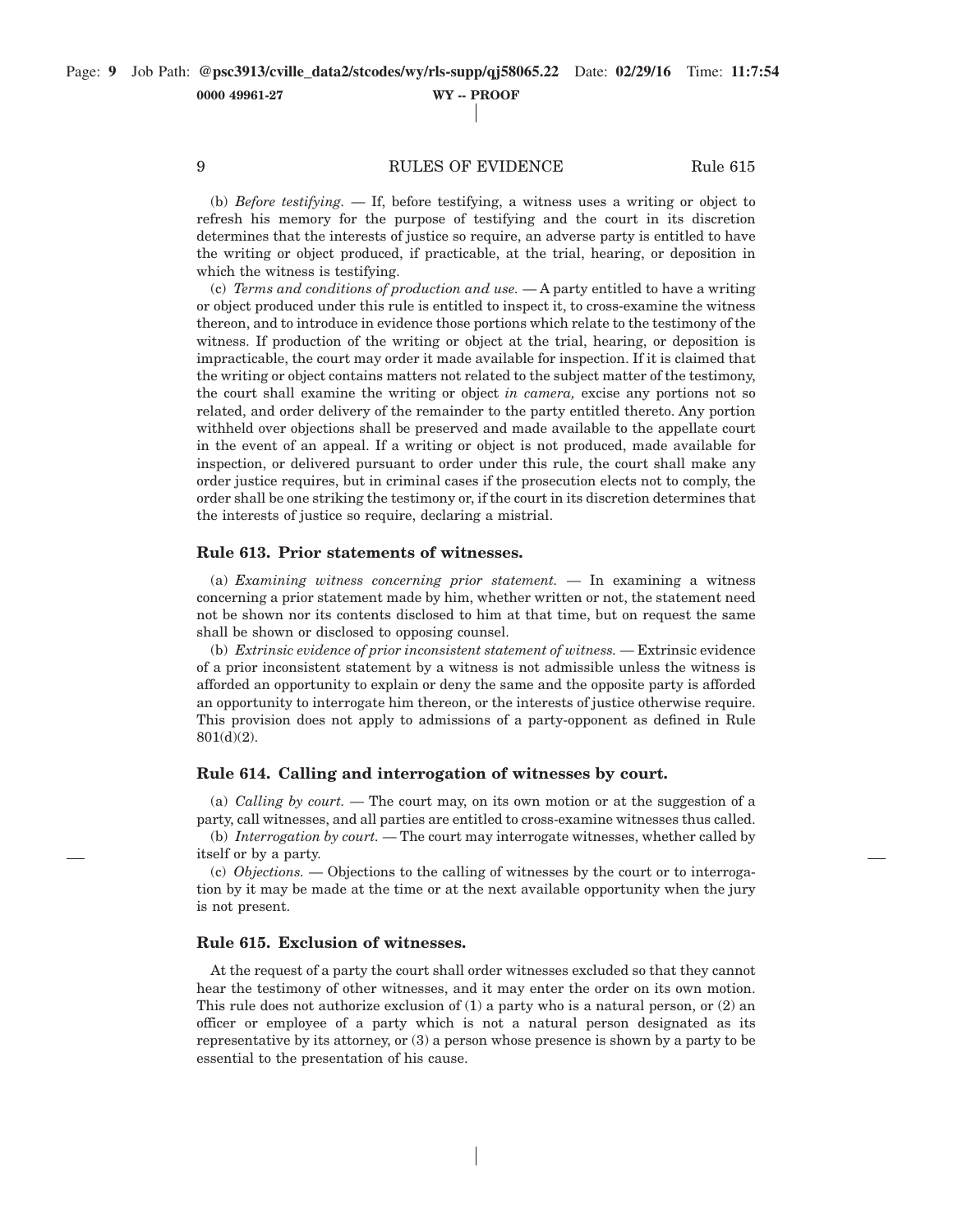(b) *Before testifying.* — If, before testifying, a witness uses a writing or object to refresh his memory for the purpose of testifying and the court in its discretion determines that the interests of justice so require, an adverse party is entitled to have the writing or object produced, if practicable, at the trial, hearing, or deposition in which the witness is testifying.

(c) *Terms and conditions of production and use.* — A party entitled to have a writing or object produced under this rule is entitled to inspect it, to cross-examine the witness thereon, and to introduce in evidence those portions which relate to the testimony of the witness. If production of the writing or object at the trial, hearing, or deposition is impracticable, the court may order it made available for inspection. If it is claimed that the writing or object contains matters not related to the subject matter of the testimony, the court shall examine the writing or object *in camera,* excise any portions not so related, and order delivery of the remainder to the party entitled thereto. Any portion withheld over objections shall be preserved and made available to the appellate court in the event of an appeal. If a writing or object is not produced, made available for inspection, or delivered pursuant to order under this rule, the court shall make any order justice requires, but in criminal cases if the prosecution elects not to comply, the order shall be one striking the testimony or, if the court in its discretion determines that the interests of justice so require, declaring a mistrial.

### Rule 613. Prior statements of witnesses.

(a) *Examining witness concerning prior statement.* — In examining a witness concerning a prior statement made by him, whether written or not, the statement need not be shown nor its contents disclosed to him at that time, but on request the same shall be shown or disclosed to opposing counsel.

(b) *Extrinsic evidence of prior inconsistent statement of witness.* — Extrinsic evidence of a prior inconsistent statement by a witness is not admissible unless the witness is afforded an opportunity to explain or deny the same and the opposite party is afforded an opportunity to interrogate him thereon, or the interests of justice otherwise require. This provision does not apply to admissions of a party-opponent as defined in Rule 801(d)(2).

### Rule 614. Calling and interrogation of witnesses by court.

(a) *Calling by court.* — The court may, on its own motion or at the suggestion of a party, call witnesses, and all parties are entitled to cross-examine witnesses thus called.

(b) *Interrogation by court.* — The court may interrogate witnesses, whether called by itself or by a party.

(c) *Objections.* — Objections to the calling of witnesses by the court or to interrogation by it may be made at the time or at the next available opportunity when the jury is not present.

### Rule 615. Exclusion of witnesses.

At the request of a party the court shall order witnesses excluded so that they cannot hear the testimony of other witnesses, and it may enter the order on its own motion. This rule does not authorize exclusion of (1) a party who is a natural person, or (2) an officer or employee of a party which is not a natural person designated as its representative by its attorney, or (3) a person whose presence is shown by a party to be essential to the presentation of his cause.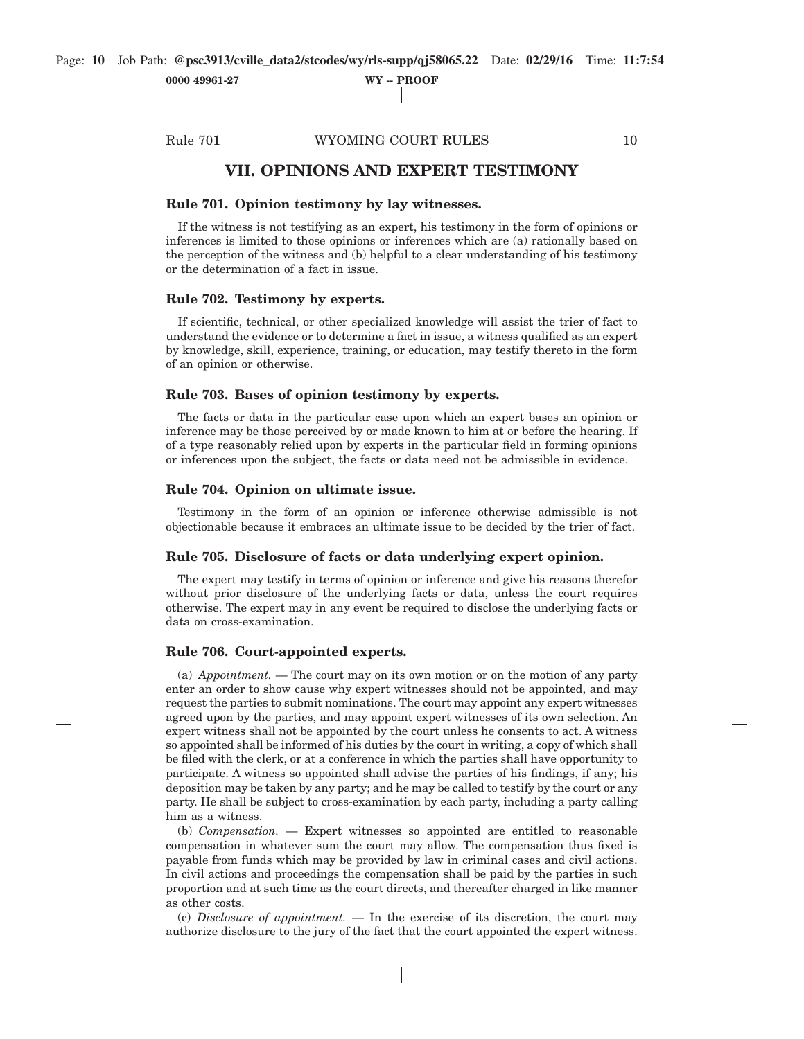# VII. OPINIONS AND EXPERT TESTIMONY

### Rule 701. Opinion testimony by lay witnesses.

If the witness is not testifying as an expert, his testimony in the form of opinions or inferences is limited to those opinions or inferences which are (a) rationally based on the perception of the witness and (b) helpful to a clear understanding of his testimony or the determination of a fact in issue.

### Rule 702. Testimony by experts.

If scientific, technical, or other specialized knowledge will assist the trier of fact to understand the evidence or to determine a fact in issue, a witness qualified as an expert by knowledge, skill, experience, training, or education, may testify thereto in the form of an opinion or otherwise.

### Rule 703. Bases of opinion testimony by experts.

The facts or data in the particular case upon which an expert bases an opinion or inference may be those perceived by or made known to him at or before the hearing. If of a type reasonably relied upon by experts in the particular field in forming opinions or inferences upon the subject, the facts or data need not be admissible in evidence.

### Rule 704. Opinion on ultimate issue.

Testimony in the form of an opinion or inference otherwise admissible is not objectionable because it embraces an ultimate issue to be decided by the trier of fact.

### Rule 705. Disclosure of facts or data underlying expert opinion.

The expert may testify in terms of opinion or inference and give his reasons therefor without prior disclosure of the underlying facts or data, unless the court requires otherwise. The expert may in any event be required to disclose the underlying facts or data on cross-examination.

### Rule 706. Court-appointed experts.

(a) *Appointment.* — The court may on its own motion or on the motion of any party enter an order to show cause why expert witnesses should not be appointed, and may request the parties to submit nominations. The court may appoint any expert witnesses agreed upon by the parties, and may appoint expert witnesses of its own selection. An expert witness shall not be appointed by the court unless he consents to act. A witness so appointed shall be informed of his duties by the court in writing, a copy of which shall be filed with the clerk, or at a conference in which the parties shall have opportunity to participate. A witness so appointed shall advise the parties of his findings, if any; his deposition may be taken by any party; and he may be called to testify by the court or any party. He shall be subject to cross-examination by each party, including a party calling him as a witness.

(b) *Compensation.* — Expert witnesses so appointed are entitled to reasonable compensation in whatever sum the court may allow. The compensation thus fixed is payable from funds which may be provided by law in criminal cases and civil actions. In civil actions and proceedings the compensation shall be paid by the parties in such proportion and at such time as the court directs, and thereafter charged in like manner as other costs.

(c) *Disclosure of appointment.* — In the exercise of its discretion, the court may authorize disclosure to the jury of the fact that the court appointed the expert witness.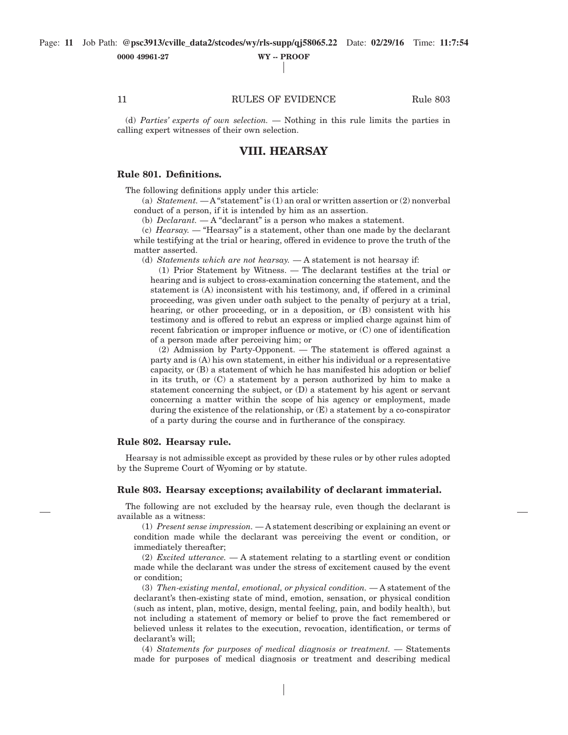(d) *Parties' experts of own selection.* — Nothing in this rule limits the parties in calling expert witnesses of their own selection.

## VIII. HEARSAY

### Rule 801. Definitions.

The following definitions apply under this article:

(a) *Statement.* — A "statement" is (1) an oral or written assertion or (2) nonverbal conduct of a person, if it is intended by him as an assertion.

(b) *Declarant.* — A "declarant" is a person who makes a statement.

(c) *Hearsay.* — "Hearsay" is a statement, other than one made by the declarant while testifying at the trial or hearing, offered in evidence to prove the truth of the matter asserted.

(d) *Statements which are not hearsay.* — A statement is not hearsay if:

(1) Prior Statement by Witness. — The declarant testifies at the trial or hearing and is subject to cross-examination concerning the statement, and the statement is (A) inconsistent with his testimony, and, if offered in a criminal proceeding, was given under oath subject to the penalty of perjury at a trial, hearing, or other proceeding, or in a deposition, or (B) consistent with his testimony and is offered to rebut an express or implied charge against him of recent fabrication or improper influence or motive, or (C) one of identification of a person made after perceiving him; or

(2) Admission by Party-Opponent. — The statement is offered against a party and is (A) his own statement, in either his individual or a representative capacity, or (B) a statement of which he has manifested his adoption or belief in its truth, or (C) a statement by a person authorized by him to make a statement concerning the subject, or (D) a statement by his agent or servant concerning a matter within the scope of his agency or employment, made during the existence of the relationship, or (E) a statement by a co-conspirator of a party during the course and in furtherance of the conspiracy.

### Rule 802. Hearsay rule.

Hearsay is not admissible except as provided by these rules or by other rules adopted by the Supreme Court of Wyoming or by statute.

### Rule 803. Hearsay exceptions; availability of declarant immaterial.

The following are not excluded by the hearsay rule, even though the declarant is available as a witness:

(1) *Present sense impression.* — A statement describing or explaining an event or condition made while the declarant was perceiving the event or condition, or immediately thereafter;

(2) *Excited utterance.* — A statement relating to a startling event or condition made while the declarant was under the stress of excitement caused by the event or condition;

(3) *Then-existing mental, emotional, or physical condition.* — A statement of the declarant's then-existing state of mind, emotion, sensation, or physical condition (such as intent, plan, motive, design, mental feeling, pain, and bodily health), but not including a statement of memory or belief to prove the fact remembered or believed unless it relates to the execution, revocation, identification, or terms of declarant's will;

(4) *Statements for purposes of medical diagnosis or treatment.* — Statements made for purposes of medical diagnosis or treatment and describing medical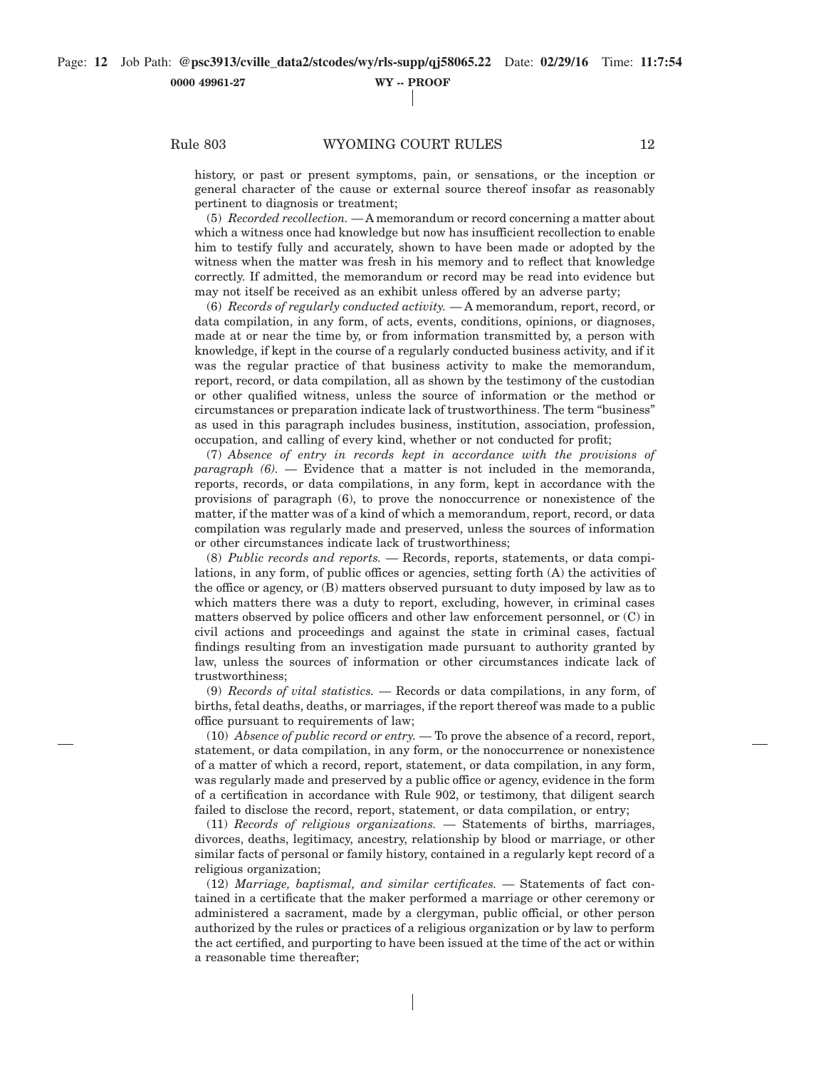history, or past or present symptoms, pain, or sensations, or the inception or general character of the cause or external source thereof insofar as reasonably pertinent to diagnosis or treatment;

(5) *Recorded recollection.* — A memorandum or record concerning a matter about which a witness once had knowledge but now has insufficient recollection to enable him to testify fully and accurately, shown to have been made or adopted by the witness when the matter was fresh in his memory and to reflect that knowledge correctly. If admitted, the memorandum or record may be read into evidence but may not itself be received as an exhibit unless offered by an adverse party;

(6) *Records of regularly conducted activity.* — A memorandum, report, record, or data compilation, in any form, of acts, events, conditions, opinions, or diagnoses, made at or near the time by, or from information transmitted by, a person with knowledge, if kept in the course of a regularly conducted business activity, and if it was the regular practice of that business activity to make the memorandum, report, record, or data compilation, all as shown by the testimony of the custodian or other qualified witness, unless the source of information or the method or circumstances or preparation indicate lack of trustworthiness. The term "business" as used in this paragraph includes business, institution, association, profession, occupation, and calling of every kind, whether or not conducted for profit;

(7) *Absence of entry in records kept in accordance with the provisions of paragraph (6).* — Evidence that a matter is not included in the memoranda, reports, records, or data compilations, in any form, kept in accordance with the provisions of paragraph (6), to prove the nonoccurrence or nonexistence of the matter, if the matter was of a kind of which a memorandum, report, record, or data compilation was regularly made and preserved, unless the sources of information or other circumstances indicate lack of trustworthiness;

(8) *Public records and reports.* — Records, reports, statements, or data compilations, in any form, of public offices or agencies, setting forth (A) the activities of the office or agency, or (B) matters observed pursuant to duty imposed by law as to which matters there was a duty to report, excluding, however, in criminal cases matters observed by police officers and other law enforcement personnel, or (C) in civil actions and proceedings and against the state in criminal cases, factual findings resulting from an investigation made pursuant to authority granted by law, unless the sources of information or other circumstances indicate lack of trustworthiness;

(9) *Records of vital statistics.* — Records or data compilations, in any form, of births, fetal deaths, deaths, or marriages, if the report thereof was made to a public office pursuant to requirements of law;

(10) *Absence of public record or entry.* — To prove the absence of a record, report, statement, or data compilation, in any form, or the nonoccurrence or nonexistence of a matter of which a record, report, statement, or data compilation, in any form, was regularly made and preserved by a public office or agency, evidence in the form of a certification in accordance with Rule 902, or testimony, that diligent search failed to disclose the record, report, statement, or data compilation, or entry;

(11) *Records of religious organizations.* — Statements of births, marriages, divorces, deaths, legitimacy, ancestry, relationship by blood or marriage, or other similar facts of personal or family history, contained in a regularly kept record of a religious organization;

(12) *Marriage, baptismal, and similar certificates.* — Statements of fact contained in a certificate that the maker performed a marriage or other ceremony or administered a sacrament, made by a clergyman, public official, or other person authorized by the rules or practices of a religious organization or by law to perform the act certified, and purporting to have been issued at the time of the act or within a reasonable time thereafter;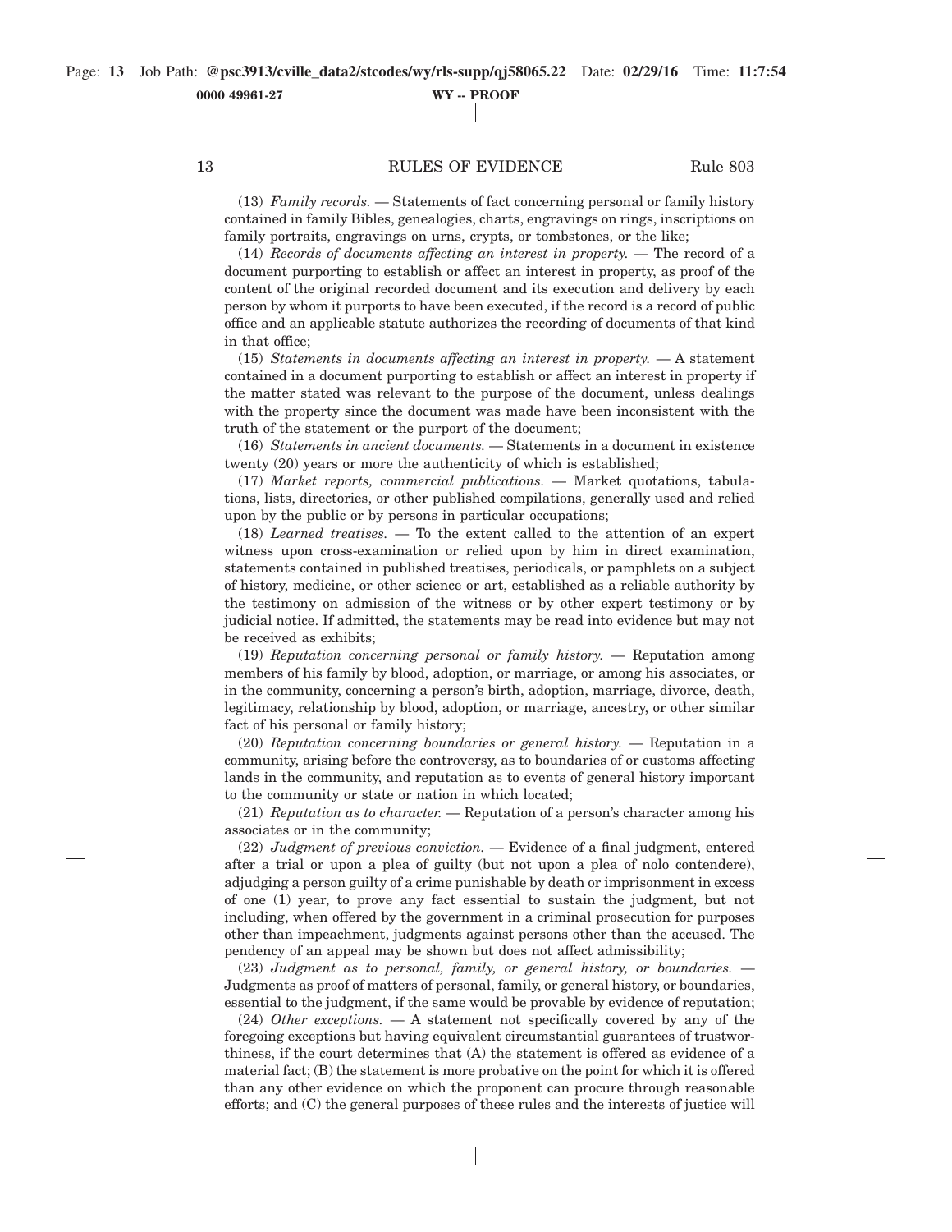(13) *Family records.* — Statements of fact concerning personal or family history contained in family Bibles, genealogies, charts, engravings on rings, inscriptions on family portraits, engravings on urns, crypts, or tombstones, or the like;

(14) *Records of documents affecting an interest in property.* — The record of a document purporting to establish or affect an interest in property, as proof of the content of the original recorded document and its execution and delivery by each person by whom it purports to have been executed, if the record is a record of public office and an applicable statute authorizes the recording of documents of that kind in that office;

(15) *Statements in documents affecting an interest in property.* — A statement contained in a document purporting to establish or affect an interest in property if the matter stated was relevant to the purpose of the document, unless dealings with the property since the document was made have been inconsistent with the truth of the statement or the purport of the document;

(16) *Statements in ancient documents.* — Statements in a document in existence twenty (20) years or more the authenticity of which is established;

(17) *Market reports, commercial publications.* — Market quotations, tabulations, lists, directories, or other published compilations, generally used and relied upon by the public or by persons in particular occupations;

(18) *Learned treatises.* — To the extent called to the attention of an expert witness upon cross-examination or relied upon by him in direct examination, statements contained in published treatises, periodicals, or pamphlets on a subject of history, medicine, or other science or art, established as a reliable authority by the testimony on admission of the witness or by other expert testimony or by judicial notice. If admitted, the statements may be read into evidence but may not be received as exhibits;

(19) *Reputation concerning personal or family history.* — Reputation among members of his family by blood, adoption, or marriage, or among his associates, or in the community, concerning a person's birth, adoption, marriage, divorce, death, legitimacy, relationship by blood, adoption, or marriage, ancestry, or other similar fact of his personal or family history;

(20) *Reputation concerning boundaries or general history.* — Reputation in a community, arising before the controversy, as to boundaries of or customs affecting lands in the community, and reputation as to events of general history important to the community or state or nation in which located;

(21) *Reputation as to character.* — Reputation of a person's character among his associates or in the community;

(22) *Judgment of previous conviction.* — Evidence of a final judgment, entered after a trial or upon a plea of guilty (but not upon a plea of nolo contendere), adjudging a person guilty of a crime punishable by death or imprisonment in excess of one (1) year, to prove any fact essential to sustain the judgment, but not including, when offered by the government in a criminal prosecution for purposes other than impeachment, judgments against persons other than the accused. The pendency of an appeal may be shown but does not affect admissibility;

(23) *Judgment as to personal, family, or general history, or boundaries.* — Judgments as proof of matters of personal, family, or general history, or boundaries, essential to the judgment, if the same would be provable by evidence of reputation;

(24) *Other exceptions.* — A statement not specifically covered by any of the foregoing exceptions but having equivalent circumstantial guarantees of trustworthiness, if the court determines that (A) the statement is offered as evidence of a material fact; (B) the statement is more probative on the point for which it is offered than any other evidence on which the proponent can procure through reasonable efforts; and (C) the general purposes of these rules and the interests of justice will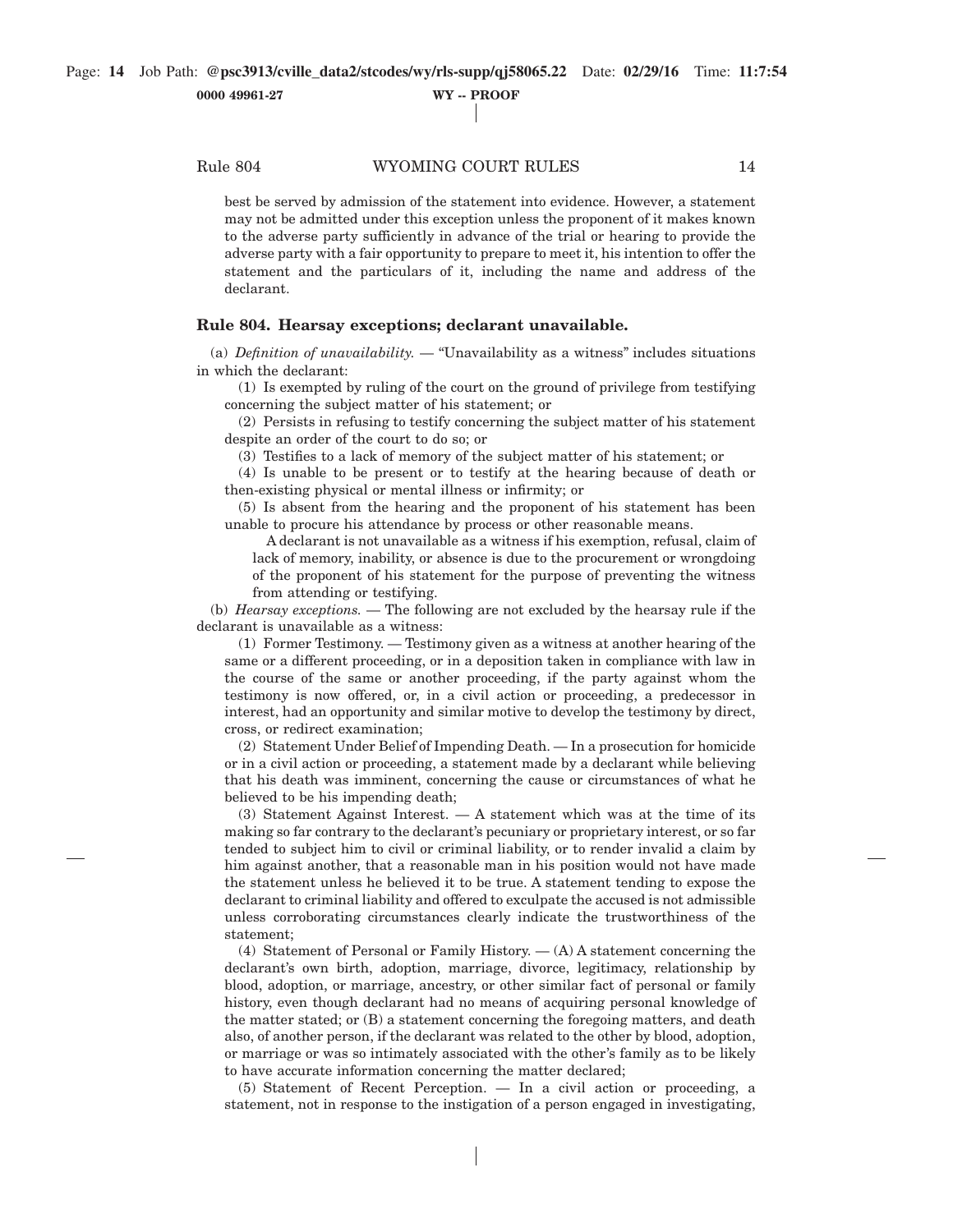best be served by admission of the statement into evidence. However, a statement may not be admitted under this exception unless the proponent of it makes known to the adverse party sufficiently in advance of the trial or hearing to provide the adverse party with a fair opportunity to prepare to meet it, his intention to offer the statement and the particulars of it, including the name and address of the declarant.

### Rule 804. Hearsay exceptions; declarant unavailable.

(a) *Definition of unavailability.* — "Unavailability as a witness" includes situations in which the declarant:

(1) Is exempted by ruling of the court on the ground of privilege from testifying concerning the subject matter of his statement; or

(2) Persists in refusing to testify concerning the subject matter of his statement despite an order of the court to do so; or

(3) Testifies to a lack of memory of the subject matter of his statement; or

(4) Is unable to be present or to testify at the hearing because of death or then-existing physical or mental illness or infirmity; or

(5) Is absent from the hearing and the proponent of his statement has been unable to procure his attendance by process or other reasonable means.

A declarant is not unavailable as a witness if his exemption, refusal, claim of lack of memory, inability, or absence is due to the procurement or wrongdoing of the proponent of his statement for the purpose of preventing the witness from attending or testifying.

(b) *Hearsay exceptions.* — The following are not excluded by the hearsay rule if the declarant is unavailable as a witness:

(1) Former Testimony. — Testimony given as a witness at another hearing of the same or a different proceeding, or in a deposition taken in compliance with law in the course of the same or another proceeding, if the party against whom the testimony is now offered, or, in a civil action or proceeding, a predecessor in interest, had an opportunity and similar motive to develop the testimony by direct, cross, or redirect examination;

(2) Statement Under Belief of Impending Death. — In a prosecution for homicide or in a civil action or proceeding, a statement made by a declarant while believing that his death was imminent, concerning the cause or circumstances of what he believed to be his impending death;

(3) Statement Against Interest. — A statement which was at the time of its making so far contrary to the declarant's pecuniary or proprietary interest, or so far tended to subject him to civil or criminal liability, or to render invalid a claim by him against another, that a reasonable man in his position would not have made the statement unless he believed it to be true. A statement tending to expose the declarant to criminal liability and offered to exculpate the accused is not admissible unless corroborating circumstances clearly indicate the trustworthiness of the statement;

(4) Statement of Personal or Family History. — (A) A statement concerning the declarant's own birth, adoption, marriage, divorce, legitimacy, relationship by blood, adoption, or marriage, ancestry, or other similar fact of personal or family history, even though declarant had no means of acquiring personal knowledge of the matter stated; or (B) a statement concerning the foregoing matters, and death also, of another person, if the declarant was related to the other by blood, adoption, or marriage or was so intimately associated with the other's family as to be likely to have accurate information concerning the matter declared;

(5) Statement of Recent Perception. — In a civil action or proceeding, a statement, not in response to the instigation of a person engaged in investigating,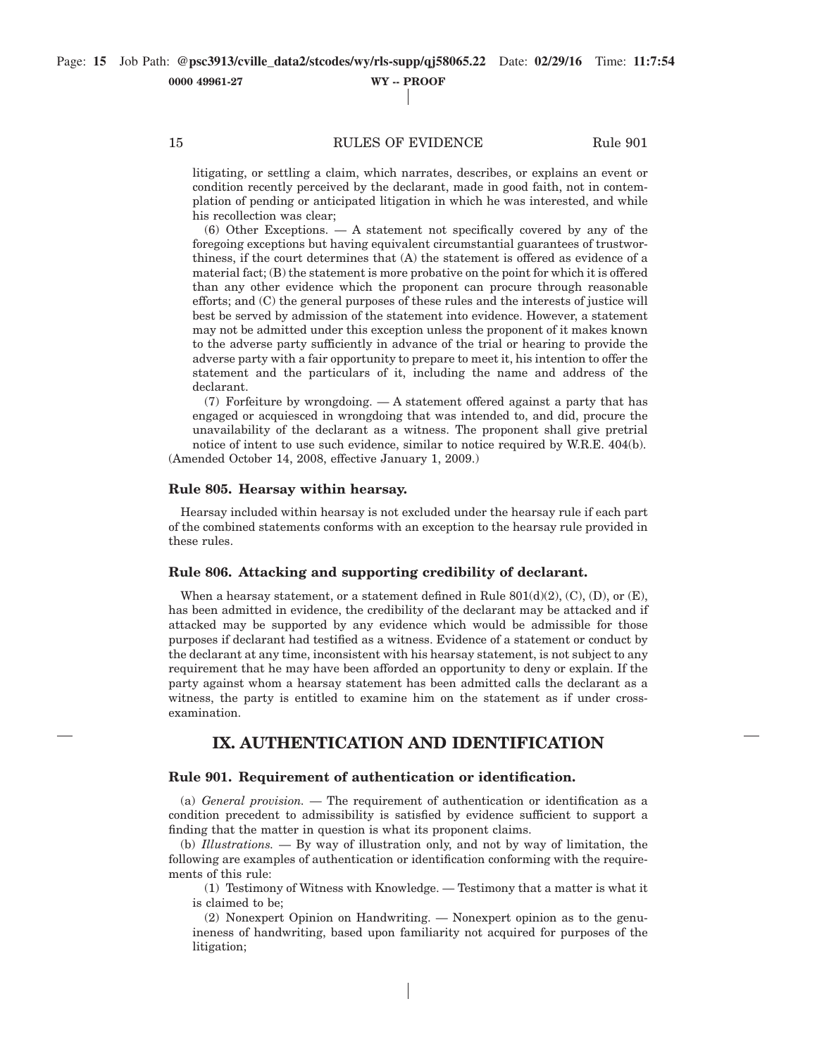litigating, or settling a claim, which narrates, describes, or explains an event or condition recently perceived by the declarant, made in good faith, not in contemplation of pending or anticipated litigation in which he was interested, and while his recollection was clear;

(6) Other Exceptions. — A statement not specifically covered by any of the foregoing exceptions but having equivalent circumstantial guarantees of trustworthiness, if the court determines that (A) the statement is offered as evidence of a material fact; (B) the statement is more probative on the point for which it is offered than any other evidence which the proponent can procure through reasonable efforts; and (C) the general purposes of these rules and the interests of justice will best be served by admission of the statement into evidence. However, a statement may not be admitted under this exception unless the proponent of it makes known to the adverse party sufficiently in advance of the trial or hearing to provide the adverse party with a fair opportunity to prepare to meet it, his intention to offer the statement and the particulars of it, including the name and address of the declarant.

(7) Forfeiture by wrongdoing. — A statement offered against a party that has engaged or acquiesced in wrongdoing that was intended to, and did, procure the unavailability of the declarant as a witness. The proponent shall give pretrial notice of intent to use such evidence, similar to notice required by W.R.E. 404(b).

(Amended October 14, 2008, effective January 1, 2009.)

### Rule 805. Hearsay within hearsay.

Hearsay included within hearsay is not excluded under the hearsay rule if each part of the combined statements conforms with an exception to the hearsay rule provided in these rules.

### Rule 806. Attacking and supporting credibility of declarant.

When a hearsay statement, or a statement defined in Rule 801(d)(2), (C), (D), or (E), has been admitted in evidence, the credibility of the declarant may be attacked and if attacked may be supported by any evidence which would be admissible for those purposes if declarant had testified as a witness. Evidence of a statement or conduct by the declarant at any time, inconsistent with his hearsay statement, is not subject to any requirement that he may have been afforded an opportunity to deny or explain. If the party against whom a hearsay statement has been admitted calls the declarant as a witness, the party is entitled to examine him on the statement as if under cross-examination.

## IX. AUTHENTICATION AND IDENTIFICATION

### Rule 901. Requirement of authentication or identification.

(a) *General provision.* — The requirement of authentication or identification as a condition precedent to admissibility is satisfied by evidence sufficient to support a finding that the matter in question is what its proponent claims.

(b) *Illustrations.* — By way of illustration only, and not by way of limitation, the following are examples of authentication or identification conforming with the requirements of this rule:

(1) Testimony of Witness with Knowledge. — Testimony that a matter is what it is claimed to be;

(2) Nonexpert Opinion on Handwriting. — Nonexpert opinion as to the genuineness of handwriting, based upon familiarity not acquired for purposes of the litigation;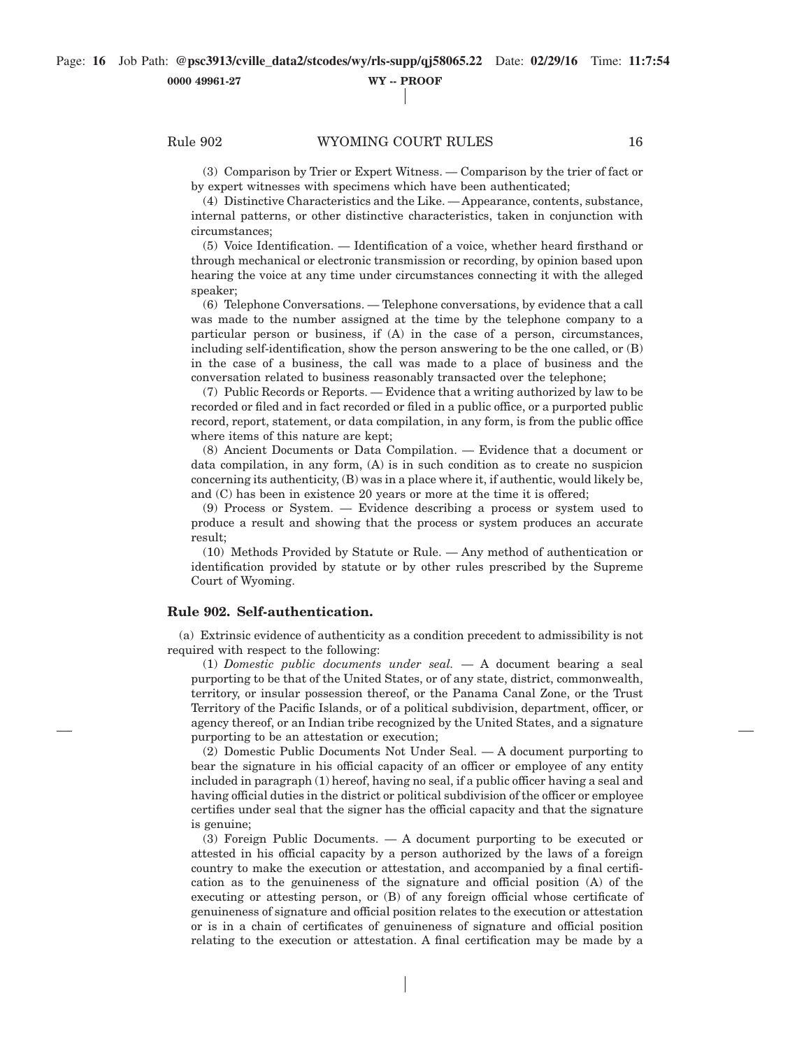(3) Comparison by Trier or Expert Witness. — Comparison by the trier of fact or by expert witnesses with specimens which have been authenticated;

(4) Distinctive Characteristics and the Like. — Appearance, contents, substance, internal patterns, or other distinctive characteristics, taken in conjunction with circumstances;

(5) Voice Identification. — Identification of a voice, whether heard firsthand or through mechanical or electronic transmission or recording, by opinion based upon hearing the voice at any time under circumstances connecting it with the alleged speaker;

(6) Telephone Conversations. — Telephone conversations, by evidence that a call was made to the number assigned at the time by the telephone company to a particular person or business, if (A) in the case of a person, circumstances, including self-identification, show the person answering to be the one called, or (B) in the case of a business, the call was made to a place of business and the conversation related to business reasonably transacted over the telephone;

(7) Public Records or Reports. — Evidence that a writing authorized by law to be recorded or filed and in fact recorded or filed in a public office, or a purported public record, report, statement, or data compilation, in any form, is from the public office where items of this nature are kept;

(8) Ancient Documents or Data Compilation. — Evidence that a document or data compilation, in any form, (A) is in such condition as to create no suspicion concerning its authenticity, (B) was in a place where it, if authentic, would likely be, and (C) has been in existence 20 years or more at the time it is offered;

(9) Process or System. — Evidence describing a process or system used to produce a result and showing that the process or system produces an accurate result;

(10) Methods Provided by Statute or Rule. — Any method of authentication or identification provided by statute or by other rules prescribed by the Supreme Court of Wyoming.

## Rule 902. Self-authentication.

(a) Extrinsic evidence of authenticity as a condition precedent to admissibility is not required with respect to the following:

(1) *Domestic public documents under seal.* — A document bearing a seal purporting to be that of the United States, or of any state, district, commonwealth, territory, or insular possession thereof, or the Panama Canal Zone, or the Trust Territory of the Pacific Islands, or of a political subdivision, department, officer, or agency thereof, or an Indian tribe recognized by the United States, and a signature purporting to be an attestation or execution;

(2) Domestic Public Documents Not Under Seal. — A document purporting to bear the signature in his official capacity of an officer or employee of any entity included in paragraph (1) hereof, having no seal, if a public officer having a seal and having official duties in the district or political subdivision of the officer or employee certifies under seal that the signer has the official capacity and that the signature is genuine;

(3) Foreign Public Documents. — A document purporting to be executed or attested in his official capacity by a person authorized by the laws of a foreign country to make the execution or attestation, and accompanied by a final certification as to the genuineness of the signature and official position (A) of the executing or attesting person, or (B) of any foreign official whose certificate of genuineness of signature and official position relates to the execution or attestation or is in a chain of certificates of genuineness of signature and official position relating to the execution or attestation. A final certification may be made by a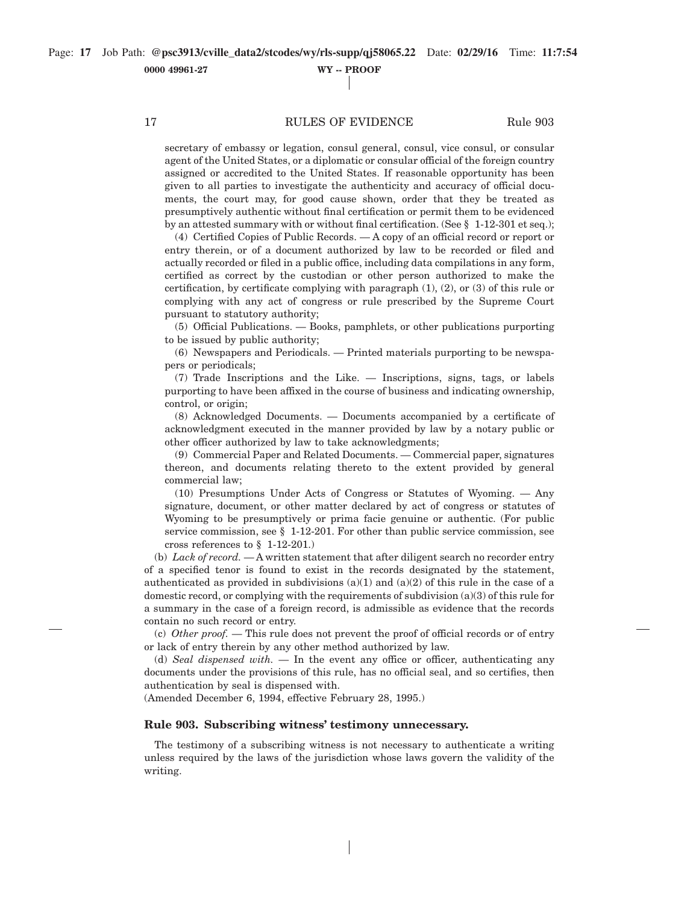secretary of embassy or legation, consul general, consul, vice consul, or consular agent of the United States, or a diplomatic or consular official of the foreign country assigned or accredited to the United States. If reasonable opportunity has been given to all parties to investigate the authenticity and accuracy of official documents, the court may, for good cause shown, order that they be treated as presumptively authentic without final certification or permit them to be evidenced by an attested summary with or without final certification. (See § 1-12-301 et seq.);

(4) Certified Copies of Public Records. — A copy of an official record or report or entry therein, or of a document authorized by law to be recorded or filed and actually recorded or filed in a public office, including data compilations in any form, certified as correct by the custodian or other person authorized to make the certification, by certificate complying with paragraph (1), (2), or (3) of this rule or complying with any act of congress or rule prescribed by the Supreme Court pursuant to statutory authority;

(5) Official Publications. — Books, pamphlets, or other publications purporting to be issued by public authority;

(6) Newspapers and Periodicals. — Printed materials purporting to be newspapers or periodicals;

(7) Trade Inscriptions and the Like. — Inscriptions, signs, tags, or labels purporting to have been affixed in the course of business and indicating ownership, control, or origin;

(8) Acknowledged Documents. — Documents accompanied by a certificate of acknowledgment executed in the manner provided by law by a notary public or other officer authorized by law to take acknowledgments;

(9) Commercial Paper and Related Documents. — Commercial paper, signatures thereon, and documents relating thereto to the extent provided by general commercial law;

(10) Presumptions Under Acts of Congress or Statutes of Wyoming. — Any signature, document, or other matter declared by act of congress or statutes of Wyoming to be presumptively or prima facie genuine or authentic. (For public service commission, see § 1-12-201. For other than public service commission, see cross references to § 1-12-201.)

(b) *Lack of record.* — A written statement that after diligent search no recorder entry of a specified tenor is found to exist in the records designated by the statement, authenticated as provided in subdivisions (a)(1) and (a)(2) of this rule in the case of a domestic record, or complying with the requirements of subdivision (a)(3) of this rule for a summary in the case of a foreign record, is admissible as evidence that the records contain no such record or entry.

(c) *Other proof.* — This rule does not prevent the proof of official records or of entry or lack of entry therein by any other method authorized by law.

(d) *Seal dispensed with.* — In the event any office or officer, authenticating any documents under the provisions of this rule, has no official seal, and so certifies, then authentication by seal is dispensed with.

(Amended December 6, 1994, effective February 28, 1995.)

### Rule 903. Subscribing witness' testimony unnecessary.

The testimony of a subscribing witness is not necessary to authenticate a writing unless required by the laws of the jurisdiction whose laws govern the validity of the writing.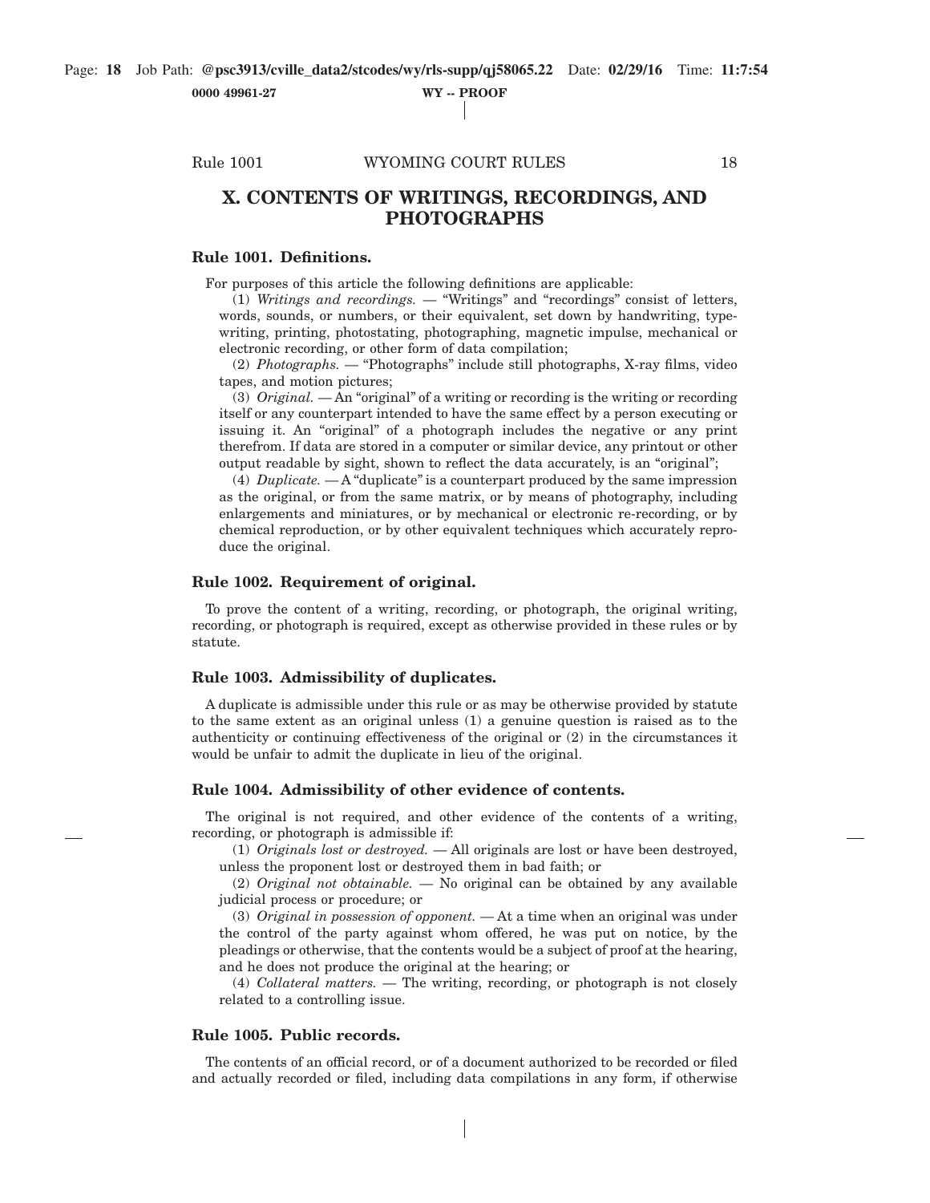# X. CONTENTS OF WRITINGS, RECORDINGS, AND PHOTOGRAPHS

### Rule 1001. Definitions.

For purposes of this article the following definitions are applicable:

(1) *Writings and recordings.* — "Writings" and "recordings" consist of letters, words, sounds, or numbers, or their equivalent, set down by handwriting, typewriting, printing, photostating, photographing, magnetic impulse, mechanical or electronic recording, or other form of data compilation;

(2) *Photographs.* — "Photographs" include still photographs, X-ray films, video tapes, and motion pictures;

(3) *Original.* — An "original" of a writing or recording is the writing or recording itself or any counterpart intended to have the same effect by a person executing or issuing it. An "original" of a photograph includes the negative or any print therefrom. If data are stored in a computer or similar device, any printout or other output readable by sight, shown to reflect the data accurately, is an "original";

(4) *Duplicate.* — A "duplicate" is a counterpart produced by the same impression as the original, or from the same matrix, or by means of photography, including enlargements and miniatures, or by mechanical or electronic re-recording, or by chemical reproduction, or by other equivalent techniques which accurately reproduce the original.

### Rule 1002. Requirement of original.

To prove the content of a writing, recording, or photograph, the original writing, recording, or photograph is required, except as otherwise provided in these rules or by statute.

### Rule 1003. Admissibility of duplicates.

A duplicate is admissible under this rule or as may be otherwise provided by statute to the same extent as an original unless (1) a genuine question is raised as to the authenticity or continuing effectiveness of the original or (2) in the circumstances it would be unfair to admit the duplicate in lieu of the original.

### Rule 1004. Admissibility of other evidence of contents.

The original is not required, and other evidence of the contents of a writing, recording, or photograph is admissible if:

(1) *Originals lost or destroyed.* — All originals are lost or have been destroyed, unless the proponent lost or destroyed them in bad faith; or

(2) *Original not obtainable.* — No original can be obtained by any available judicial process or procedure; or

(3) *Original in possession of opponent.* — At a time when an original was under the control of the party against whom offered, he was put on notice, by the pleadings or otherwise, that the contents would be a subject of proof at the hearing, and he does not produce the original at the hearing; or

(4) *Collateral matters.* — The writing, recording, or photograph is not closely related to a controlling issue.

### Rule 1005. Public records.

The contents of an official record, or of a document authorized to be recorded or filed and actually recorded or filed, including data compilations in any form, if otherwise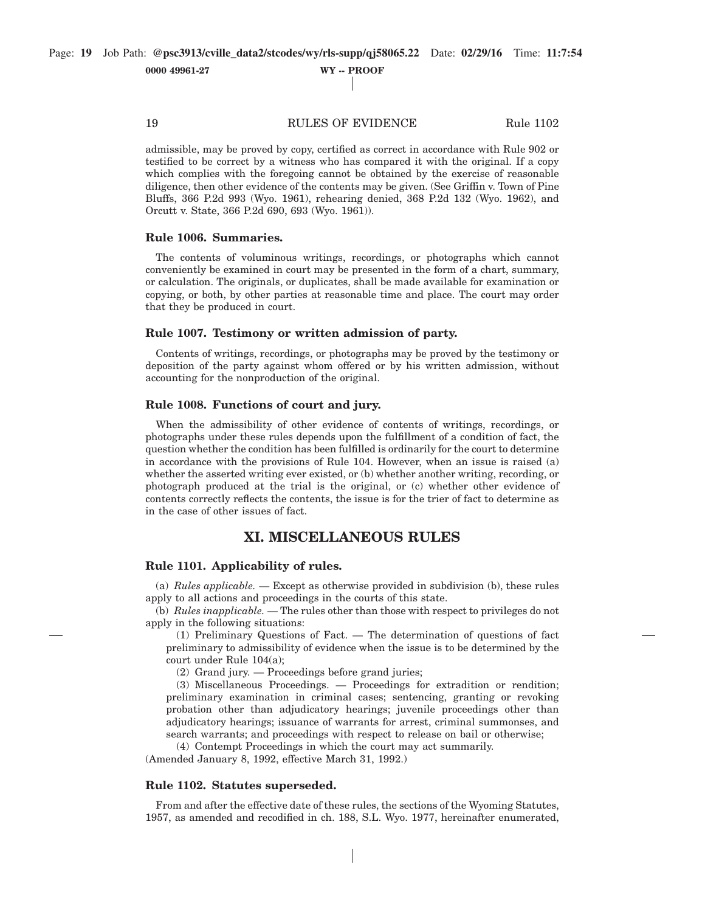admissible, may be proved by copy, certified as correct in accordance with Rule 902 or testified to be correct by a witness who has compared it with the original. If a copy which complies with the foregoing cannot be obtained by the exercise of reasonable diligence, then other evidence of the contents may be given. (See Griffin v. Town of Pine Bluffs, 366 P.2d 993 (Wyo. 1961), rehearing denied, 368 P.2d 132 (Wyo. 1962), and Orcutt v. State, 366 P.2d 690, 693 (Wyo. 1961)).

### Rule 1006. Summaries.

The contents of voluminous writings, recordings, or photographs which cannot conveniently be examined in court may be presented in the form of a chart, summary, or calculation. The originals, or duplicates, shall be made available for examination or copying, or both, by other parties at reasonable time and place. The court may order that they be produced in court.

### Rule 1007. Testimony or written admission of party.

Contents of writings, recordings, or photographs may be proved by the testimony or deposition of the party against whom offered or by his written admission, without accounting for the nonproduction of the original.

### Rule 1008. Functions of court and jury.

When the admissibility of other evidence of contents of writings, recordings, or photographs under these rules depends upon the fulfillment of a condition of fact, the question whether the condition has been fulfilled is ordinarily for the court to determine in accordance with the provisions of Rule 104. However, when an issue is raised (a) whether the asserted writing ever existed, or (b) whether another writing, recording, or photograph produced at the trial is the original, or (c) whether other evidence of contents correctly reflects the contents, the issue is for the trier of fact to determine as in the case of other issues of fact.

## XI. MISCELLANEOUS RULES

### Rule 1101. Applicability of rules.

(a) *Rules applicable.* — Except as otherwise provided in subdivision (b), these rules apply to all actions and proceedings in the courts of this state.

(b) *Rules inapplicable.* — The rules other than those with respect to privileges do not apply in the following situations:

(1) Preliminary Questions of Fact. — The determination of questions of fact preliminary to admissibility of evidence when the issue is to be determined by the court under Rule 104(a);

(2) Grand jury. — Proceedings before grand juries;

(3) Miscellaneous Proceedings. — Proceedings for extradition or rendition; preliminary examination in criminal cases; sentencing, granting or revoking probation other than adjudicatory hearings; juvenile proceedings other than adjudicatory hearings; issuance of warrants for arrest, criminal summonses, and search warrants; and proceedings with respect to release on bail or otherwise;

(4) Contempt Proceedings in which the court may act summarily.

(Amended January 8, 1992, effective March 31, 1992.)

### Rule 1102. Statutes superseded.

From and after the effective date of these rules, the sections of the Wyoming Statutes, 1957, as amended and recodified in ch. 188, S.L. Wyo. 1977, hereinafter enumerated,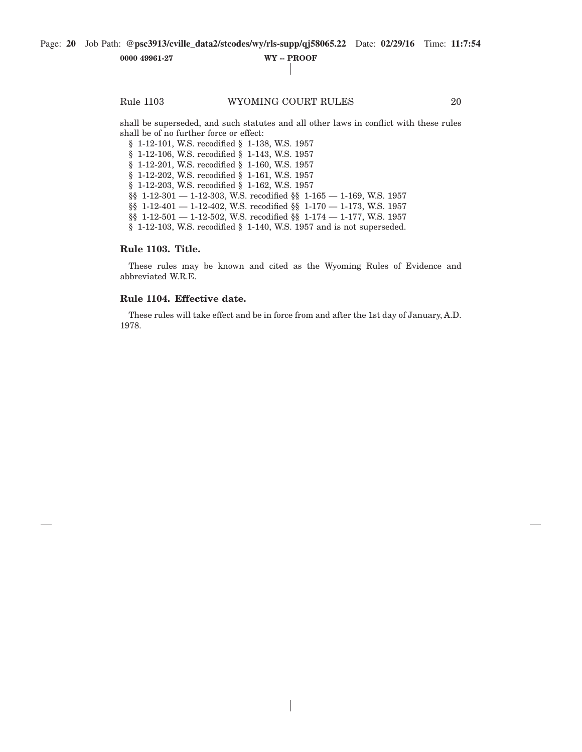shall be superseded, and such statutes and all other laws in conflict with these rules shall be of no further force or effect:

§ 1-12-101, W.S. recodified § 1-138, W.S. 1957
§ 1-12-106, W.S. recodified § 1-143, W.S. 1957
§ 1-12-201, W.S. recodified § 1-160, W.S. 1957
§ 1-12-202, W.S. recodified § 1-161, W.S. 1957
§ 1-12-203, W.S. recodified § 1-162, W.S. 1957
§§ 1-12-301 — 1-12-303, W.S. recodified §§ 1-165 — 1-169, W.S. 1957
§§ 1-12-401 — 1-12-402, W.S. recodified §§ 1-170 — 1-173, W.S. 1957
§§ 1-12-501 — 1-12-502, W.S. recodified §§ 1-174 — 1-177, W.S. 1957
§ 1-12-103, W.S. recodified § 1-140, W.S. 1957 and is not superseded.

### Rule 1103. Title.

These rules may be known and cited as the Wyoming Rules of Evidence and abbreviated W.R.E.

### Rule 1104. Effective date.

These rules will take effect and be in force from and after the 1st day of January, A.D. 1978.